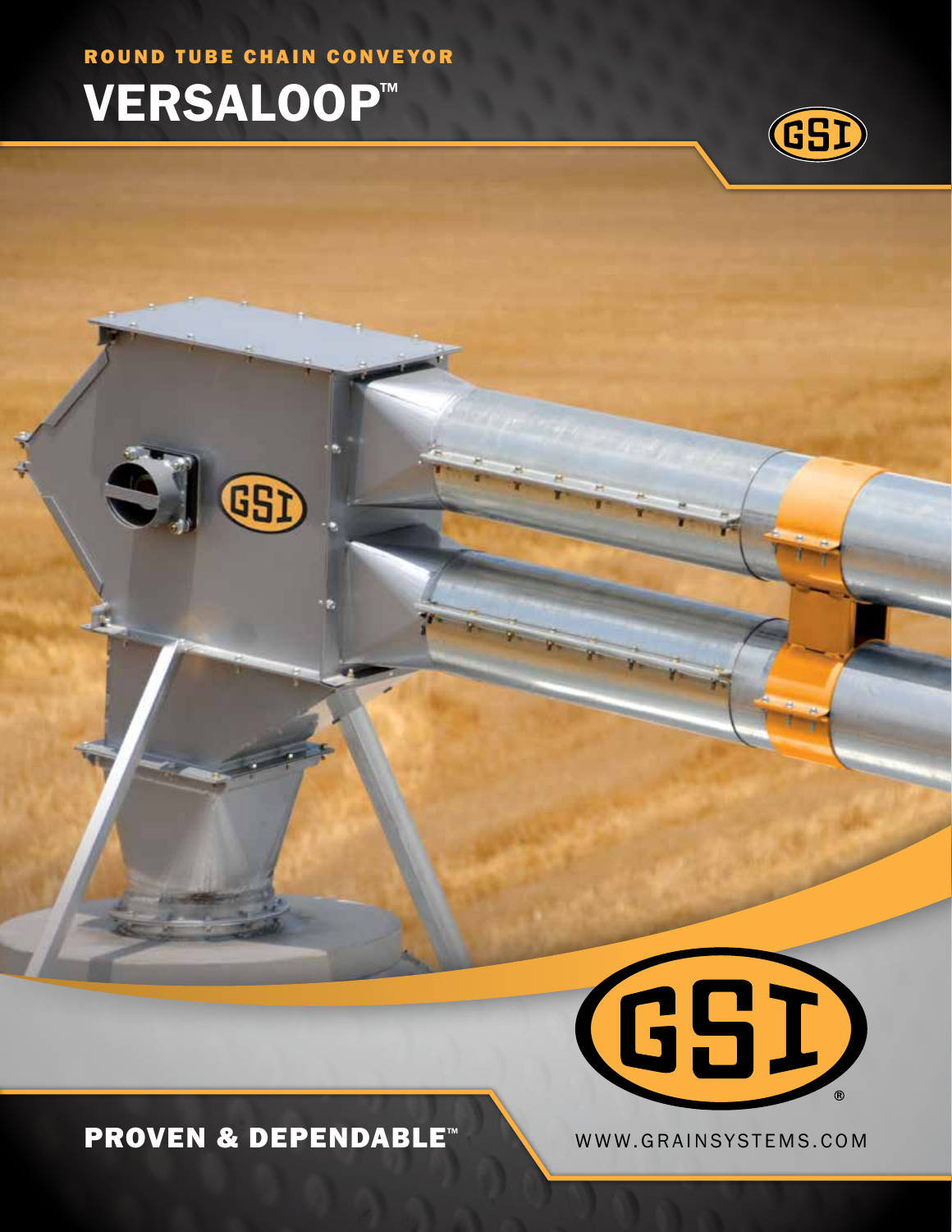ROUND TUBE CHAIN CONVEYOR

# VERSALOOP™

PROVEN & DEPENDABLE™

WWW.GRAINSYSTEMS.COM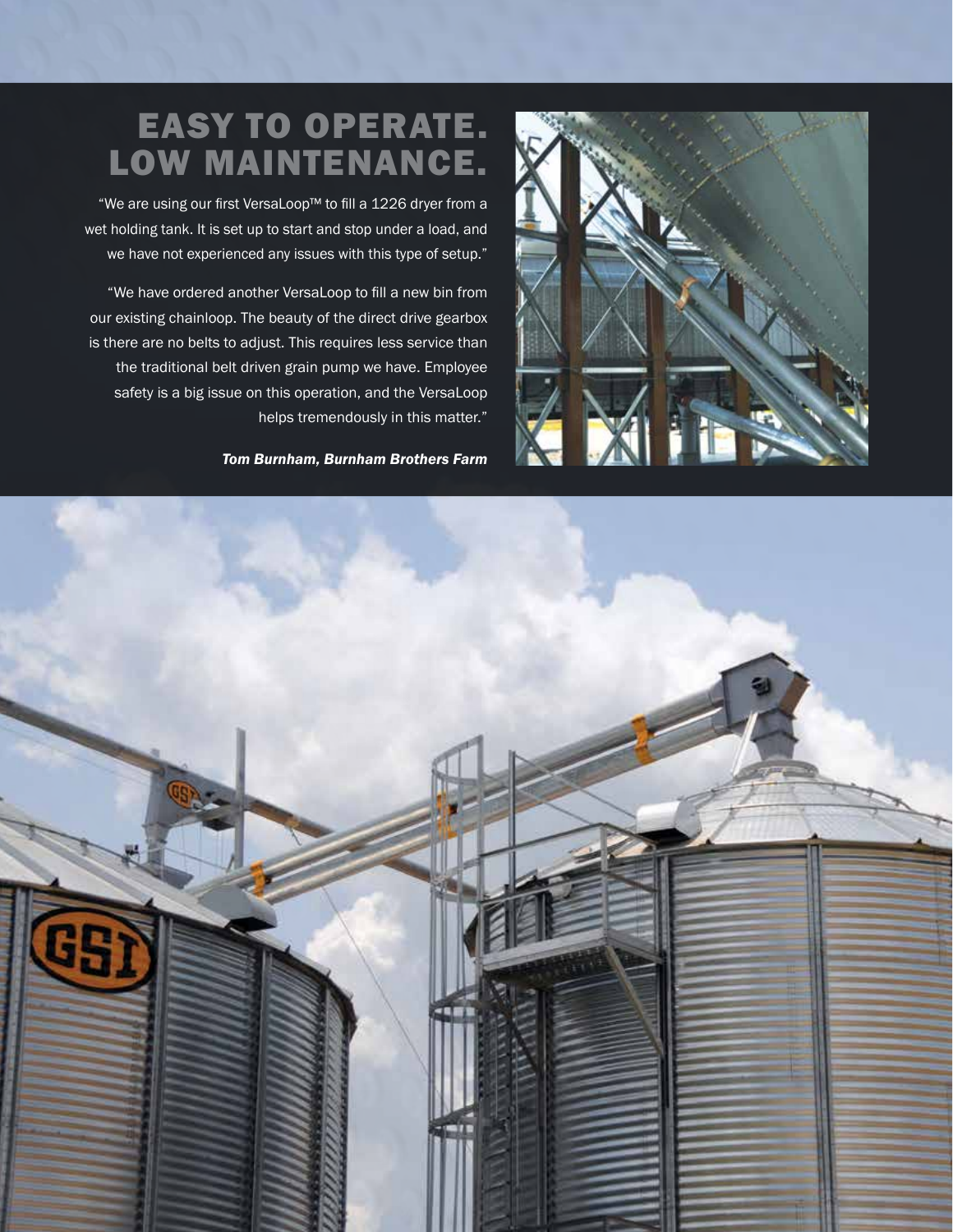# EASY TO OPERATE. LOW MAINTENANCE.

"We are using our first VersaLoop™ to fill a 1226 dryer from a wet holding tank. It is set up to start and stop under a load, and we have not experienced any issues with this type of setup."

"We have ordered another VersaLoop to fill a new bin from our existing chainloop. The beauty of the direct drive gearbox is there are no belts to adjust. This requires less service than the traditional belt driven grain pump we have. Employee safety is a big issue on this operation, and the VersaLoop helps tremendously in this matter."

***Tom Burnham, Burnham Brothers Farm***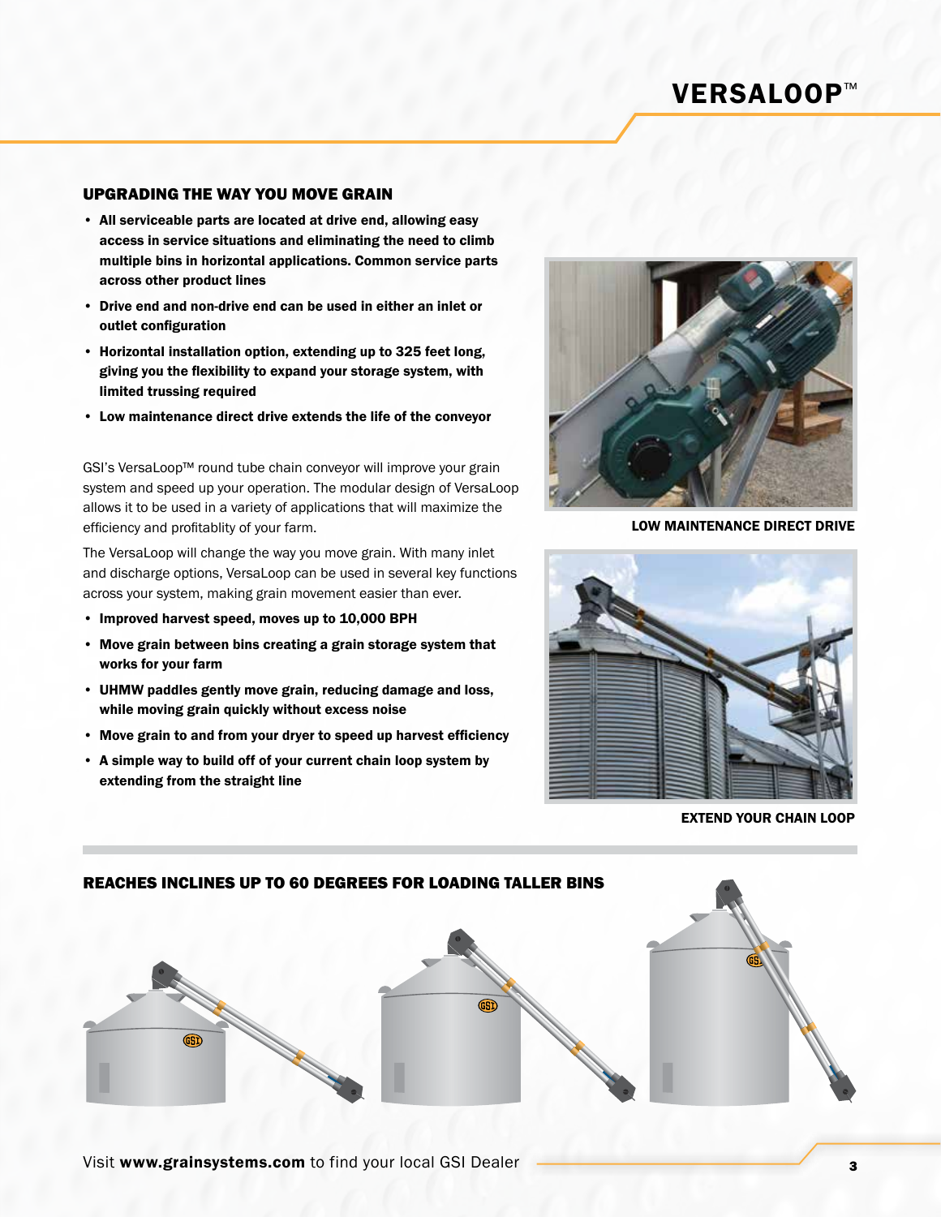# VERSALOOP™

## UPGRADING THE WAY YOU MOVE GRAIN

- **All serviceable parts are located at drive end, allowing easy access in service situations and eliminating the need to climb multiple bins in horizontal applications. Common service parts across other product lines**
- **Drive end and non-drive end can be used in either an inlet or outlet configuration**
- **Horizontal installation option, extending up to 325 feet long, giving you the flexibility to expand your storage system, with limited trussing required**
- **Low maintenance direct drive extends the life of the conveyor**

GSI's VersaLoop™ round tube chain conveyor will improve your grain system and speed up your operation. The modular design of VersaLoop allows it to be used in a variety of applications that will maximize the efficiency and profitablity of your farm.

The VersaLoop will change the way you move grain. With many inlet and discharge options, VersaLoop can be used in several key functions across your system, making grain movement easier than ever.

- **Improved harvest speed, moves up to 10,000 BPH**
- **Move grain between bins creating a grain storage system that works for your farm**
- **UHMW paddles gently move grain, reducing damage and loss, while moving grain quickly without excess noise**
- **Move grain to and from your dryer to speed up harvest efficiency**
- **A simple way to build off of your current chain loop system by extending from the straight line**

LOW MAINTENANCE DIRECT DRIVE

EXTEND YOUR CHAIN LOOP

## REACHES INCLINES UP TO 60 DEGREES FOR LOADING TALLER BINS

Visit **www.grainsystems.com** to find your local GSI Dealer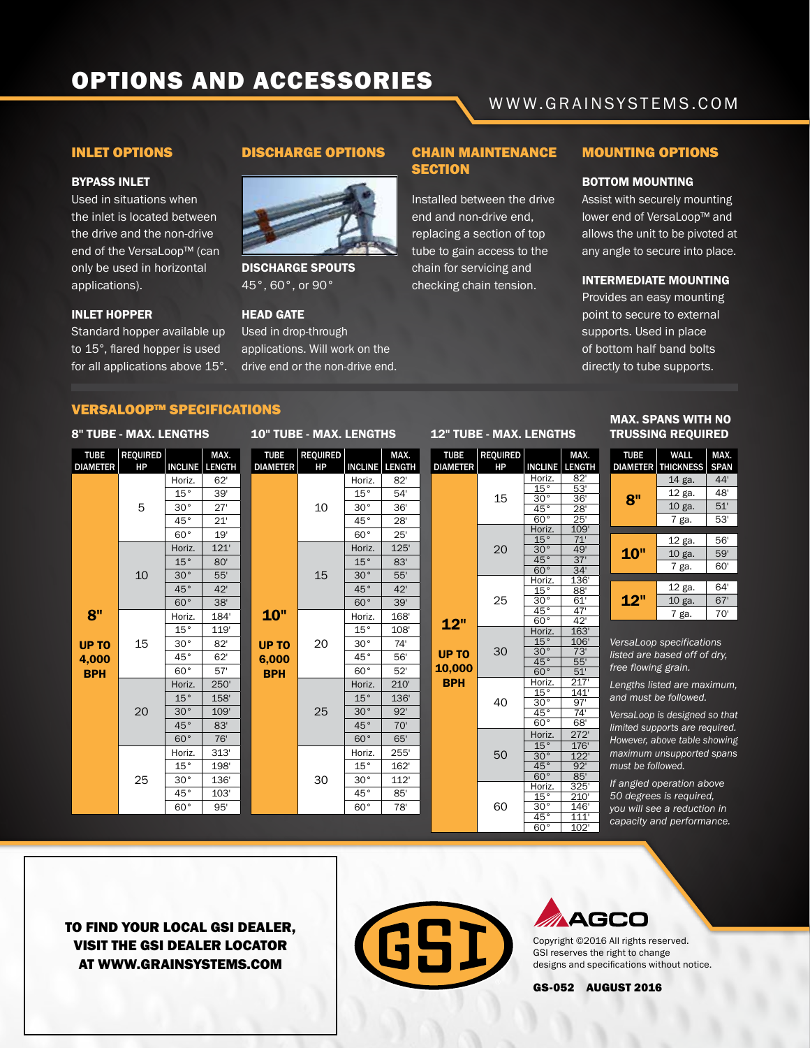# OPTIONS AND ACCESSORIES

WWW.GRAINSYSTEMS.COM

## INLET OPTIONS

### BYPASS INLET

Used in situations when the inlet is located between the drive and the non-drive end of the VersaLoop™ (can only be used in horizontal applications).

### INLET HOPPER

Standard hopper available up to 15°, flared hopper is used for all applications above 15°.

## DISCHARGE OPTIONS

### DISCHARGE SPOUTS

45°, 60°, or 90°

### HEAD GATE

Used in drop-through applications. Will work on the drive end or the non-drive end.

## CHAIN MAINTENANCE SECTION

Installed between the drive end and non-drive end, replacing a section of top tube to gain access to the chain for servicing and checking chain tension.

## MOUNTING OPTIONS

### BOTTOM MOUNTING

Assist with securely mounting lower end of VersaLoop™ and allows the unit to be pivoted at any angle to secure into place.

### INTERMEDIATE MOUNTING

Provides an easy mounting point to secure to external supports. Used in place of bottom half band bolts directly to tube supports.

## VERSALOOP™ SPECIFICATIONS

### 8" TUBE - MAX. LENGTHS

| TUBE DIAMETER | REQUIRED HP | INCLINE | MAX. LENGTH |
|---|---|---|---|
| 8" UP TO 4,000 BPH | 5 | Horiz. | 62' |
| | | 15° | 39' |
| | | 30° | 27' |
| | | 45° | 21' |
| | | 60° | 19' |
| | 10 | Horiz. | 121' |
| | | 15° | 80' |
| | | 30° | 55' |
| | | 45° | 42' |
| | | 60° | 38' |
| | 15 | Horiz. | 184' |
| | | 15° | 119' |
| | | 30° | 82' |
| | | 45° | 62' |
| | | 60° | 57' |
| | 20 | Horiz. | 250' |
| | | 15° | 158' |
| | | 30° | 109' |
| | | 45° | 83' |
| | | 60° | 76' |
| | 25 | Horiz. | 313' |
| | | 15° | 198' |
| | | 30° | 136' |
| | | 45° | 103' |
| | | 60° | 95' |

### 10" TUBE - MAX. LENGTHS

| TUBE DIAMETER | REQUIRED HP | INCLINE | MAX. LENGTH |
|---|---|---|---|
| 10" UP TO 6,000 BPH | 10 | Horiz. | 82' |
| | | 15° | 54' |
| | | 30° | 36' |
| | | 45° | 28' |
| | | 60° | 25' |
| | 15 | Horiz. | 125' |
| | | 15° | 83' |
| | | 30° | 55' |
| | | 45° | 42' |
| | | 60° | 39' |
| | 20 | Horiz. | 168' |
| | | 15° | 108' |
| | | 30° | 74' |
| | | 45° | 56' |
| | | 60° | 52' |
| | 25 | Horiz. | 210' |
| | | 15° | 136' |
| | | 30° | 92' |
| | | 45° | 70' |
| | | 60° | 65' |
| | 30 | Horiz. | 255' |
| | | 15° | 162' |
| | | 30° | 112' |
| | | 45° | 85' |
| | | 60° | 78' |

### 12" TUBE - MAX. LENGTHS

| TUBE DIAMETER | REQUIRED HP | INCLINE | MAX. LENGTH |
|---|---|---|---|
| 12" UP TO 10,000 BPH | 15 | Horiz. | 82' |
| | | 15° | 53' |
| | | 30° | 36' |
| | | 45° | 28' |
| | | 60° | 25' |
| | 20 | Horiz. | 109' |
| | | 15° | 71' |
| | | 30° | 49' |
| | | 45° | 37' |
| | | 60° | 34' |
| | 25 | Horiz. | 136' |
| | | 15° | 88' |
| | | 30° | 61' |
| | | 45° | 47' |
| | | 60° | 42' |
| | 30 | Horiz. | 163' |
| | | 15° | 106' |
| | | 30° | 73' |
| | | 45° | 55' |
| | | 60° | 51' |
| | 40 | Horiz. | 217' |
| | | 15° | 141' |
| | | 30° | 97' |
| | | 45° | 74' |
| | | 60° | 68' |
| | 50 | Horiz. | 272' |
| | | 15° | 176' |
| | | 30° | 122' |
| | | 45° | 92' |
| | | 60° | 85' |
| | 60 | Horiz. | 325' |
| | | 15° | 210' |
| | | 30° | 146' |
| | | 45° | 111' |
| | | 60° | 102' |

### MAX. SPANS WITH NO TRUSSING REQUIRED

| TUBE DIAMETER | WALL THICKNESS | MAX. SPAN |
|---|---|---|
| 8" | 14 ga. | 44' |
| | 12 ga. | 48' |
| | 10 ga. | 51' |
| | 7 ga. | 53' |
| 10" | 12 ga. | 56' |
| | 10 ga. | 59' |
| | 7 ga. | 60' |
| 12" | 12 ga. | 64' |
| | 10 ga. | 67' |
| | 7 ga. | 70' |

*VersaLoop specifications listed are based off of dry, free flowing grain.*

*Lengths listed are maximum, and must be followed.*

*VersaLoop is designed so that limited supports are required. However, above table showing maximum unsupported spans must be followed.*

*If angled operation above 50 degrees is required, you will see a reduction in capacity and performance.*

**TO FIND YOUR LOCAL GSI DEALER, VISIT THE GSI DEALER LOCATOR AT WWW.GRAINSYSTEMS.COM**

GSI

AGCO

Copyright ©2016 All rights reserved.
GSI reserves the right to change designs and specifications without notice.

**GS-052 AUGUST 2016**